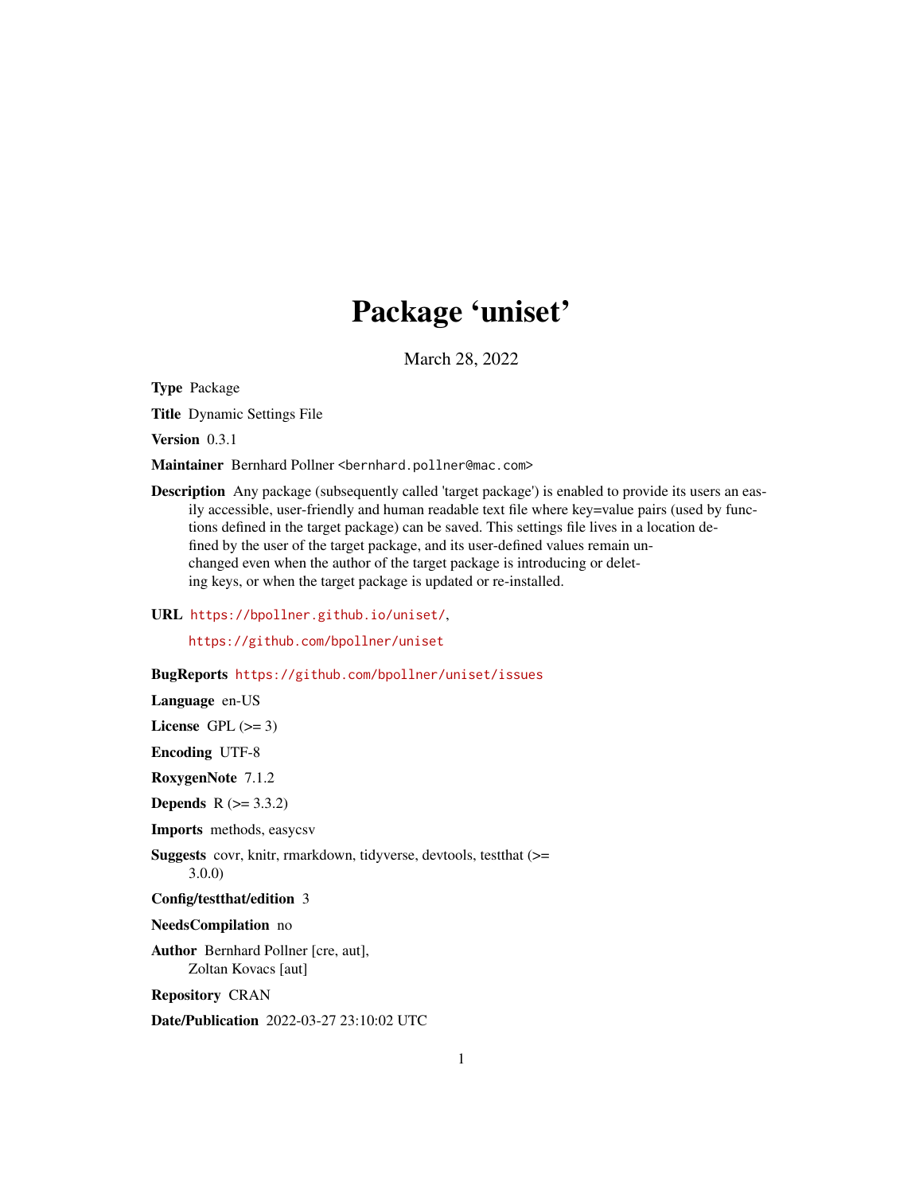# Package 'uniset'

March 28, 2022

**Type** Package

**Title** Dynamic Settings File

**Version** 0.3.1

**Maintainer** Bernhard Pollner <bernhard.pollner@mac.com>

**Description** Any package (subsequently called 'target package') is enabled to provide its users an easily accessible, user-friendly and human readable text file where key=value pairs (used by functions defined in the target package) can be saved. This settings file lives in a location defined by the user of the target package, and its user-defined values remain unchanged even when the author of the target package is introducing or deleting keys, or when the target package is updated or re-installed.

**URL** https://bpollner.github.io/uniset/,

https://github.com/bpollner/uniset

**BugReports** https://github.com/bpollner/uniset/issues

**Language** en-US

**License** GPL (>= 3)

**Encoding** UTF-8

**RoxygenNote** 7.1.2

**Depends** R (>= 3.3.2)

**Imports** methods, easycsv

**Suggests** covr, knitr, rmarkdown, tidyverse, devtools, testthat (>= 3.0.0)

**Config/testthat/edition** 3

**NeedsCompilation** no

**Author** Bernhard Pollner [cre, aut],
Zoltan Kovacs [aut]

**Repository** CRAN

**Date/Publication** 2022-03-27 23:10:02 UTC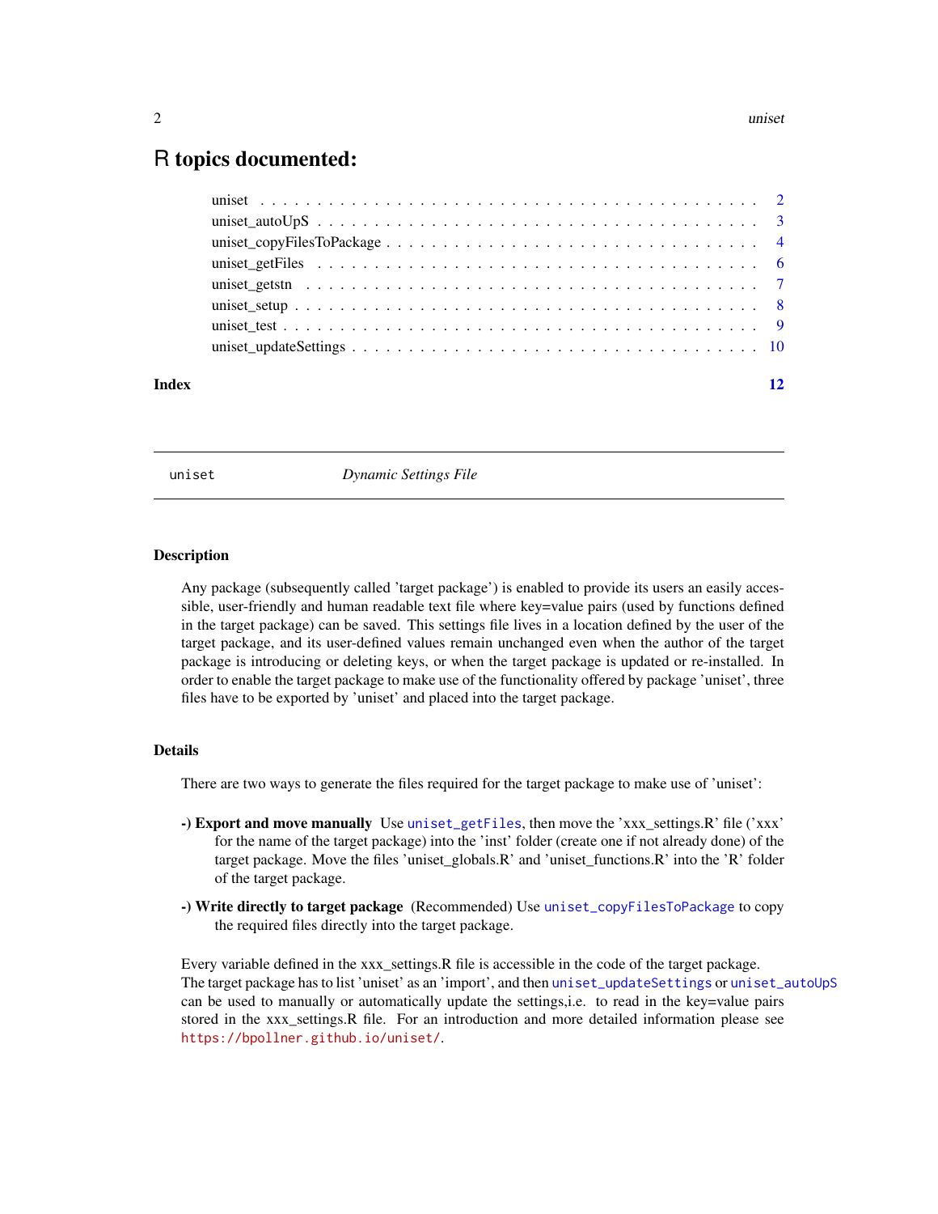# R topics documented:

| | |
|---|---|
| uniset | 2 |
| uniset_autoUpS | 3 |
| uniset_copyFilesToPackage | 4 |
| uniset_getFiles | 6 |
| uniset_getstn | 7 |
| uniset_setup | 8 |
| uniset_test | 9 |
| uniset_updateSettings | 10 |

**Index** 12

---

`uniset` *Dynamic Settings File*

---

## Description

Any package (subsequently called 'target package') is enabled to provide its users an easily accessible, user-friendly and human readable text file where key=value pairs (used by functions defined in the target package) can be saved. This settings file lives in a location defined by the user of the target package, and its user-defined values remain unchanged even when the author of the target package is introducing or deleting keys, or when the target package is updated or re-installed. In order to enable the target package to make use of the functionality offered by package 'uniset', three files have to be exported by 'uniset' and placed into the target package.

## Details

There are two ways to generate the files required for the target package to make use of 'uniset':

**-) Export and move manually** Use `uniset_getFiles`, then move the 'xxx_settings.R' file ('xxx' for the name of the target package) into the 'inst' folder (create one if not already done) of the target package. Move the files 'uniset_globals.R' and 'uniset_functions.R' into the 'R' folder of the target package.

**-) Write directly to target package** (Recommended) Use `uniset_copyFilesToPackage` to copy the required files directly into the target package.

Every variable defined in the xxx_settings.R file is accessible in the code of the target package.
The target package has to list 'uniset' as an 'import', and then `uniset_updateSettings` or `uniset_autoUpS` can be used to manually or automatically update the settings,i.e. to read in the key=value pairs stored in the xxx_settings.R file. For an introduction and more detailed information please see `https://bpollner.github.io/uniset/`.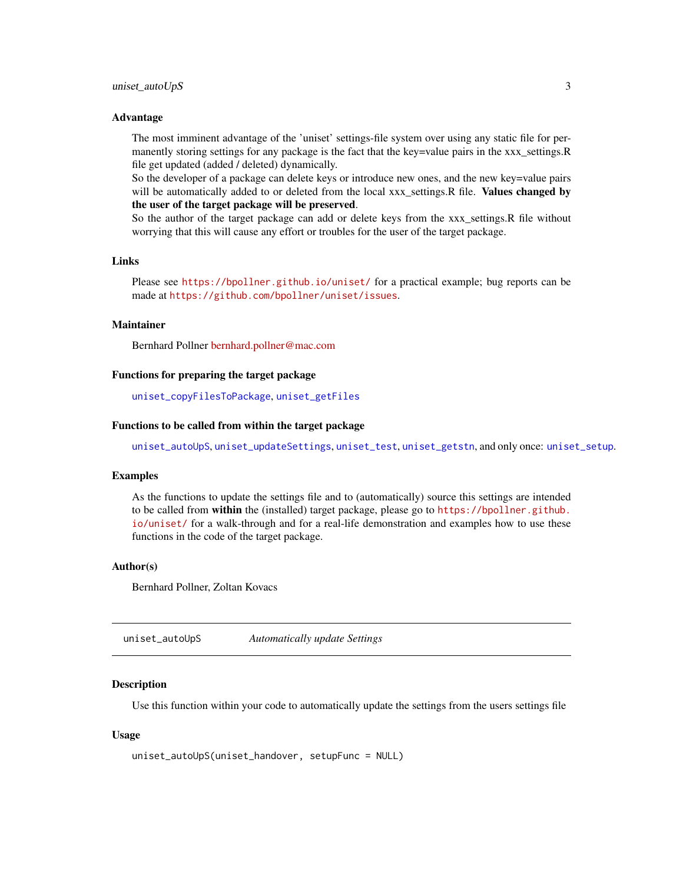### Advantage

The most imminent advantage of the 'uniset' settings-file system over using any static file for permanently storing settings for any package is the fact that the key=value pairs in the xxx_settings.R file get updated (added / deleted) dynamically.
So the developer of a package can delete keys or introduce new ones, and the new key=value pairs will be automatically added to or deleted from the local xxx_settings.R file. **Values changed by the user of the target package will be preserved**.
So the author of the target package can add or delete keys from the xxx_settings.R file without worrying that this will cause any effort or troubles for the user of the target package.

### Links

Please see `https://bpollner.github.io/uniset/` for a practical example; bug reports can be made at `https://github.com/bpollner/uniset/issues`.

### Maintainer

Bernhard Pollner bernhard.pollner@mac.com

### Functions for preparing the target package

`uniset_copyFilesToPackage`, `uniset_getFiles`

### Functions to be called from within the target package

`uniset_autoUpS`, `uniset_updateSettings`, `uniset_test`, `uniset_getstn`, and only once: `uniset_setup`.

### Examples

As the functions to update the settings file and to (automatically) source this settings are intended to be called from **within** the (installed) target package, please go to `https://bpollner.github.io/uniset/` for a walk-through and for a real-life demonstration and examples how to use these functions in the code of the target package.

### Author(s)

Bernhard Pollner, Zoltan Kovacs

---

## uniset_autoUpS &nbsp;&nbsp;&nbsp; *Automatically update Settings*

---

### Description

Use this function within your code to automatically update the settings from the users settings file

### Usage

```
uniset_autoUpS(uniset_handover, setupFunc = NULL)
```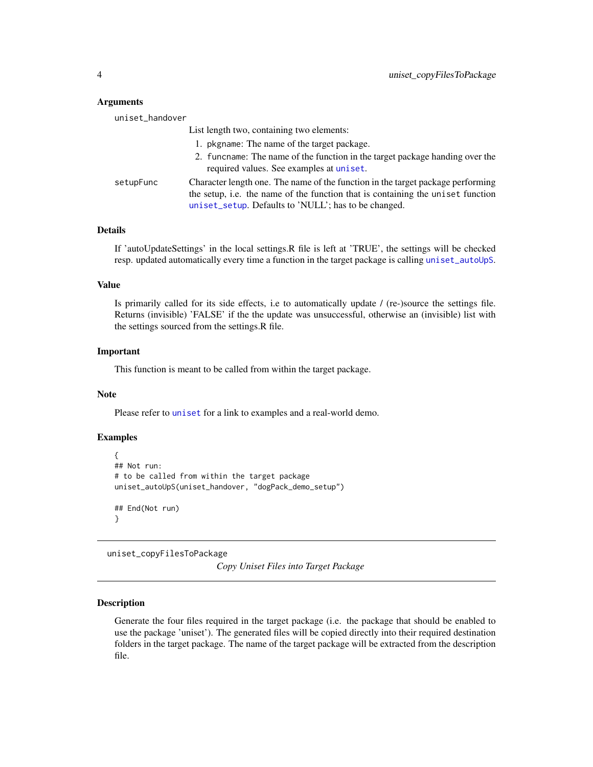### Arguments

`uniset_handover`
: List length two, containing two elements:
  1. `pkgname`: The name of the target package.
  2. `funcname`: The name of the function in the target package handing over the required values. See examples at `uniset`.

`setupFunc`
: Character length one. The name of the function in the target package performing the setup, i.e. the name of the function that is containing the `uniset` function `uniset_setup`. Defaults to 'NULL'; has to be changed.

### Details

If 'autoUpdateSettings' in the local settings.R file is left at 'TRUE', the settings will be checked resp. updated automatically every time a function in the target package is calling `uniset_autoUpS`.

### Value

Is primarily called for its side effects, i.e to automatically update / (re-)source the settings file. Returns (invisible) 'FALSE' if the the update was unsuccessful, otherwise an (invisible) list with the settings sourced from the settings.R file.

### Important

This function is meant to be called from within the target package.

### Note

Please refer to `uniset` for a link to examples and a real-world demo.

### Examples

```
{
## Not run:
# to be called from within the target package
uniset_autoUpS(uniset_handover, "dogPack_demo_setup")

## End(Not run)
}
```

---

## uniset_copyFilesToPackage

*Copy Uniset Files into Target Package*

---

### Description

Generate the four files required in the target package (i.e. the package that should be enabled to use the package 'uniset'). The generated files will be copied directly into their required destination folders in the target package. The name of the target package will be extracted from the description file.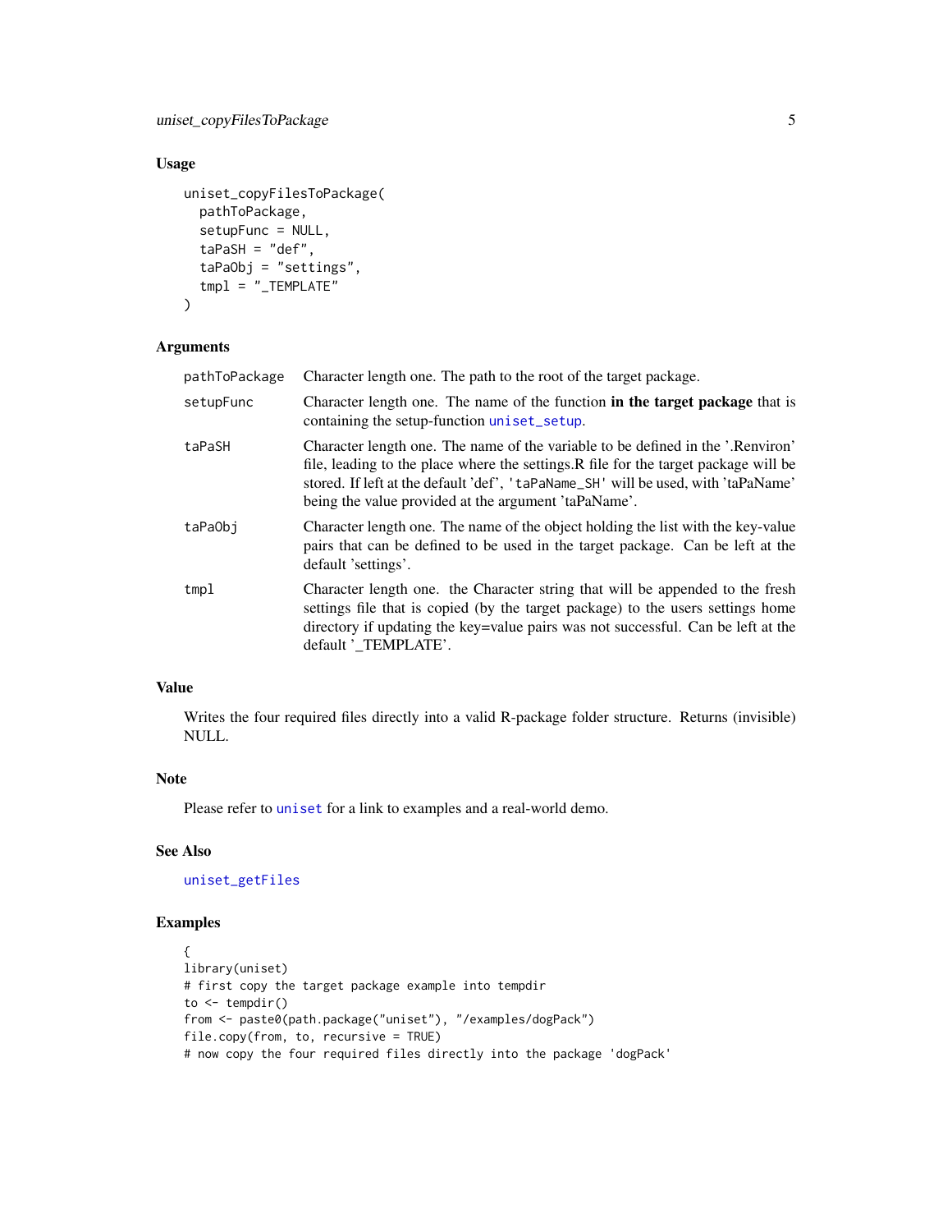### Usage

```
uniset_copyFilesToPackage(
  pathToPackage,
  setupFunc = NULL,
  taPaSH = "def",
  taPaObj = "settings",
  tmpl = "_TEMPLATE"
)
```

### Arguments

| Argument | Description |
|---|---|
| `pathToPackage` | Character length one. The path to the root of the target package. |
| `setupFunc` | Character length one. The name of the function **in the target package** that is containing the setup-function `uniset_setup`. |
| `taPaSH` | Character length one. The name of the variable to be defined in the '.Renviron' file, leading to the place where the settings.R file for the target package will be stored. If left at the default 'def', `'taPaName_SH'` will be used, with 'taPaName' being the value provided at the argument 'taPaName'. |
| `taPaObj` | Character length one. The name of the object holding the list with the key-value pairs that can be defined to be used in the target package. Can be left at the default 'settings'. |
| `tmpl` | Character length one. the Character string that will be appended to the fresh settings file that is copied (by the target package) to the users settings home directory if updating the key=value pairs was not successful. Can be left at the default '_TEMPLATE'. |

### Value

Writes the four required files directly into a valid R-package folder structure. Returns (invisible) NULL.

### Note

Please refer to `uniset` for a link to examples and a real-world demo.

### See Also

`uniset_getFiles`

### Examples

```
{
library(uniset)
# first copy the target package example into tempdir
to <- tempdir()
from <- paste0(path.package("uniset"), "/examples/dogPack")
file.copy(from, to, recursive = TRUE)
# now copy the four required files directly into the package 'dogPack'
```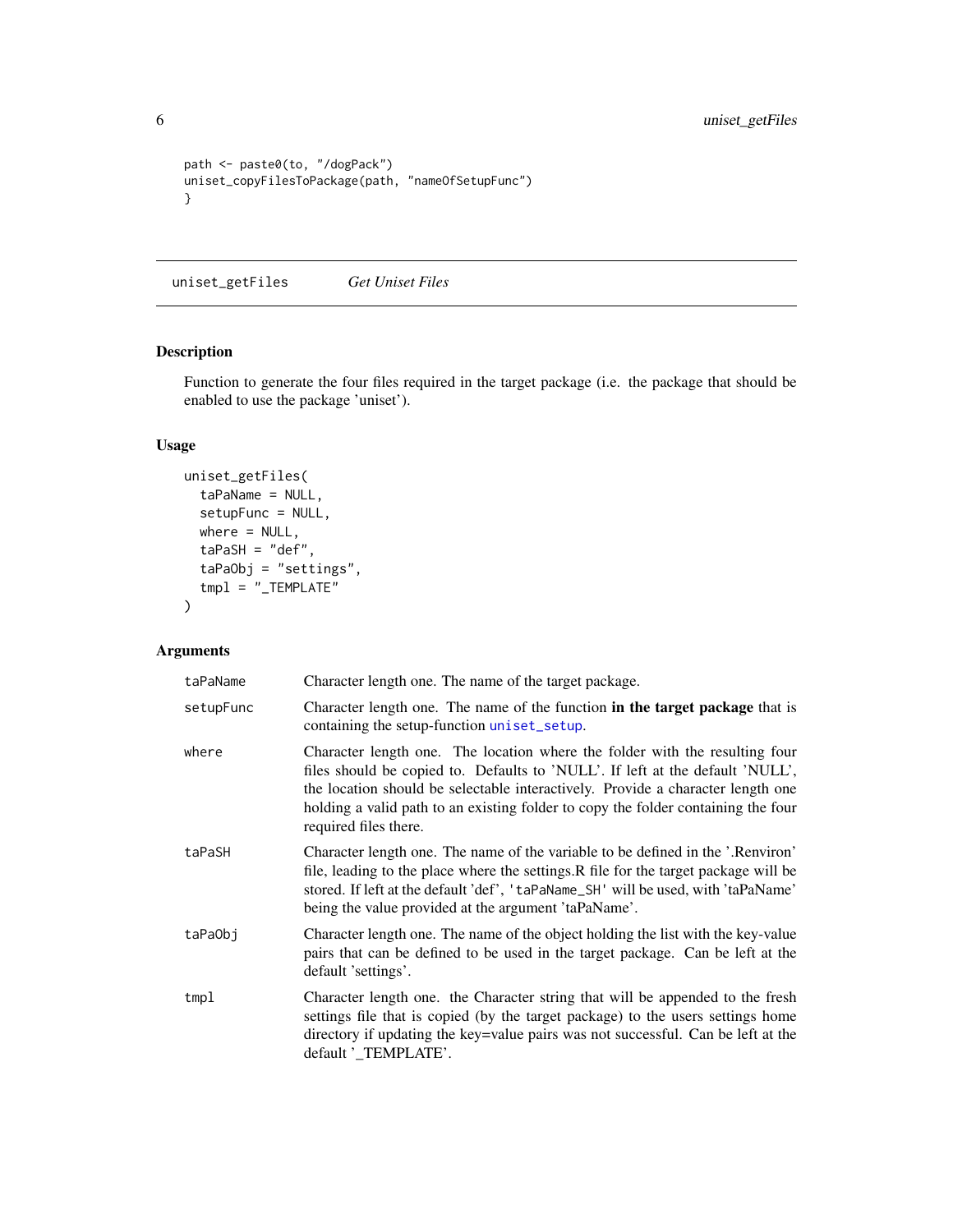```
path <- paste0(to, "/dogPack")
uniset_copyFilesToPackage(path, "nameOfSetupFunc")
}
```

## uniset_getFiles *Get Uniset Files*

### Description

Function to generate the four files required in the target package (i.e. the package that should be enabled to use the package 'uniset').

### Usage

```
uniset_getFiles(
  taPaName = NULL,
  setupFunc = NULL,
  where = NULL,
  taPaSH = "def",
  taPaObj = "settings",
  tmpl = "_TEMPLATE"
)
```

### Arguments

| | |
|---|---|
| taPaName | Character length one. The name of the target package. |
| setupFunc | Character length one. The name of the function **in the target package** that is containing the setup-function uniset_setup. |
| where | Character length one. The location where the folder with the resulting four files should be copied to. Defaults to 'NULL'. If left at the default 'NULL', the location should be selectable interactively. Provide a character length one holding a valid path to an existing folder to copy the folder containing the four required files there. |
| taPaSH | Character length one. The name of the variable to be defined in the '.Renviron' file, leading to the place where the settings.R file for the target package will be stored. If left at the default 'def', 'taPaName_SH' will be used, with 'taPaName' being the value provided at the argument 'taPaName'. |
| taPaObj | Character length one. The name of the object holding the list with the key-value pairs that can be defined to be used in the target package. Can be left at the default 'settings'. |
| tmpl | Character length one. the Character string that will be appended to the fresh settings file that is copied (by the target package) to the users settings home directory if updating the key=value pairs was not successful. Can be left at the default '_TEMPLATE'. |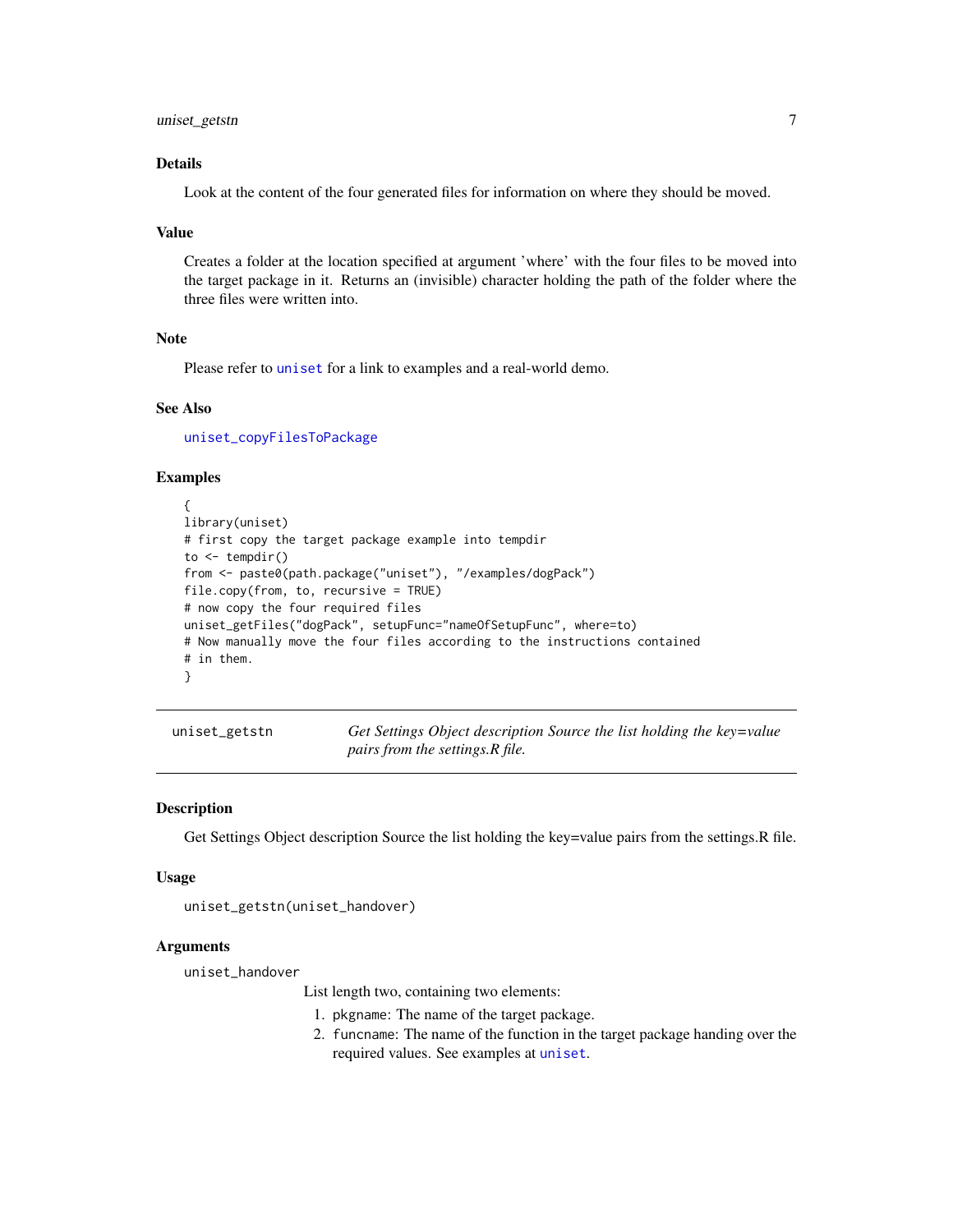### Details

Look at the content of the four generated files for information on where they should be moved.

### Value

Creates a folder at the location specified at argument 'where' with the four files to be moved into the target package in it. Returns an (invisible) character holding the path of the folder where the three files were written into.

### Note

Please refer to uniset for a link to examples and a real-world demo.

### See Also

uniset_copyFilesToPackage

### Examples

```
{
library(uniset)
# first copy the target package example into tempdir
to <- tempdir()
from <- paste0(path.package("uniset"), "/examples/dogPack")
file.copy(from, to, recursive = TRUE)
# now copy the four required files
uniset_getFiles("dogPack", setupFunc="nameOfSetupFunc", where=to)
# Now manually move the four files according to the instructions contained
# in them.
}
```

---

## uniset_getstn — *Get Settings Object description Source the list holding the key=value pairs from the settings.R file.*

### Description

Get Settings Object description Source the list holding the key=value pairs from the settings.R file.

### Usage

```
uniset_getstn(uniset_handover)
```

### Arguments

`uniset_handover`

List length two, containing two elements:

1. `pkgname`: The name of the target package.
2. `funcname`: The name of the function in the target package handing over the required values. See examples at uniset.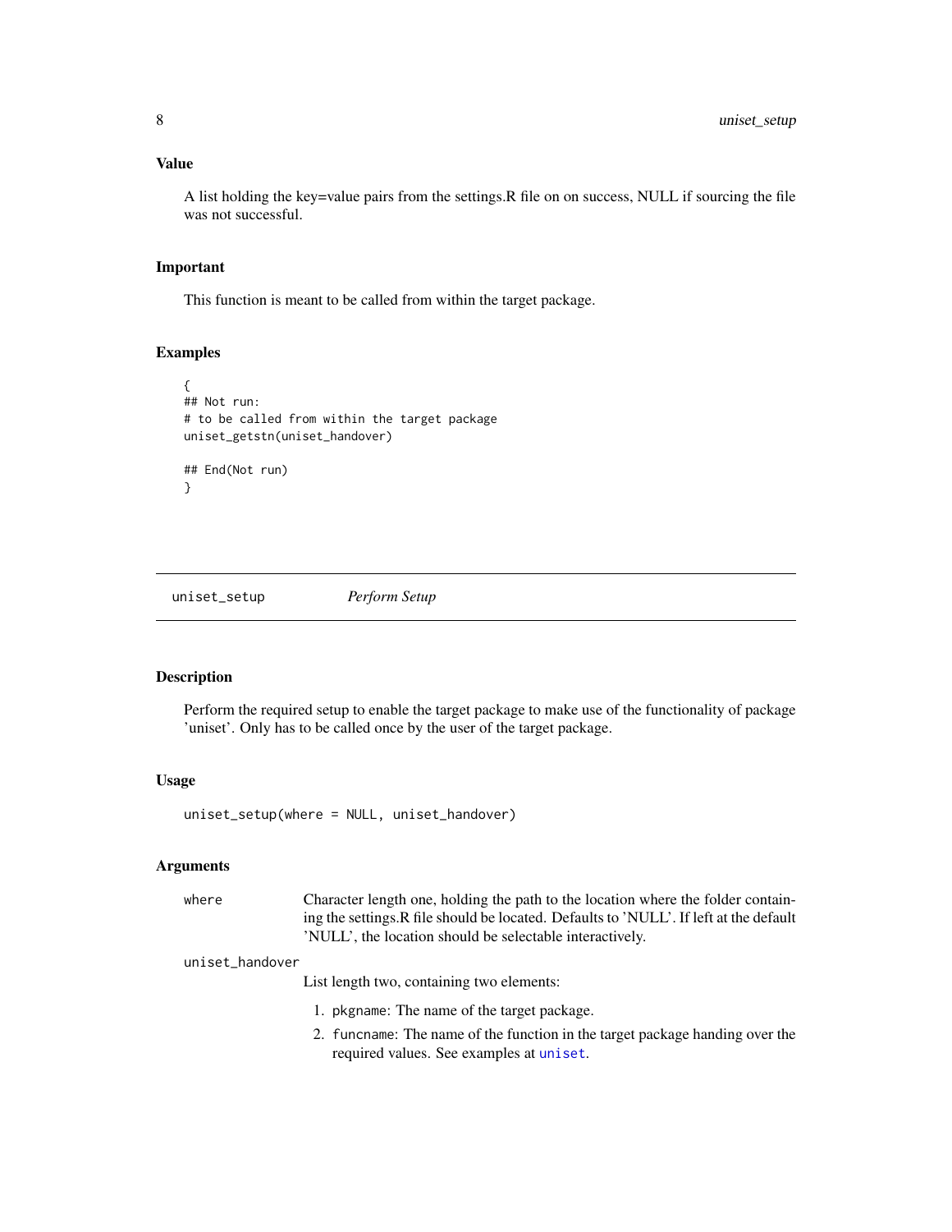## Value

A list holding the key=value pairs from the settings.R file on on success, NULL if sourcing the file was not successful.

## Important

This function is meant to be called from within the target package.

## Examples

```
{
## Not run:
# to be called from within the target package
uniset_getstn(uniset_handover)

## End(Not run)
}
```

---

# uniset_setup *Perform Setup*

---

## Description

Perform the required setup to enable the target package to make use of the functionality of package 'uniset'. Only has to be called once by the user of the target package.

## Usage

```
uniset_setup(where = NULL, uniset_handover)
```

## Arguments

`where` Character length one, holding the path to the location where the folder containing the settings.R file should be located. Defaults to 'NULL'. If left at the default 'NULL', the location should be selectable interactively.

`uniset_handover` List length two, containing two elements:

1. `pkgname`: The name of the target package.
2. `funcname`: The name of the function in the target package handing over the required values. See examples at `uniset`.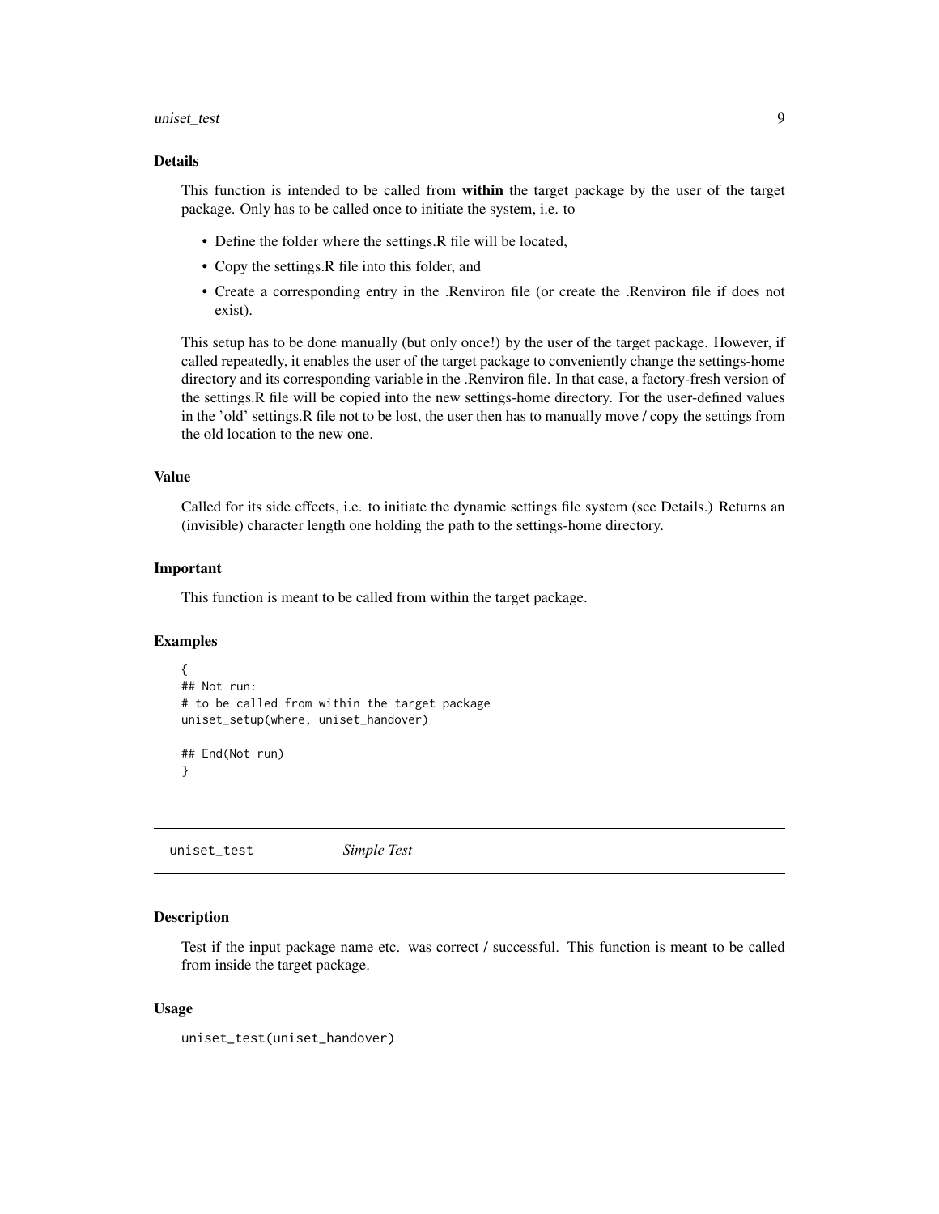### Details

This function is intended to be called from **within** the target package by the user of the target package. Only has to be called once to initiate the system, i.e. to

- Define the folder where the settings.R file will be located,
- Copy the settings.R file into this folder, and
- Create a corresponding entry in the .Renviron file (or create the .Renviron file if does not exist).

This setup has to be done manually (but only once!) by the user of the target package. However, if called repeatedly, it enables the user of the target package to conveniently change the settings-home directory and its corresponding variable in the .Renviron file. In that case, a factory-fresh version of the settings.R file will be copied into the new settings-home directory. For the user-defined values in the 'old' settings.R file not to be lost, the user then has to manually move / copy the settings from the old location to the new one.

### Value

Called for its side effects, i.e. to initiate the dynamic settings file system (see Details.) Returns an (invisible) character length one holding the path to the settings-home directory.

### Important

This function is meant to be called from within the target package.

### Examples

```
{
## Not run:
# to be called from within the target package
uniset_setup(where, uniset_handover)

## End(Not run)
}
```

---

## uniset_test *Simple Test*

### Description

Test if the input package name etc. was correct / successful. This function is meant to be called from inside the target package.

### Usage

```
uniset_test(uniset_handover)
```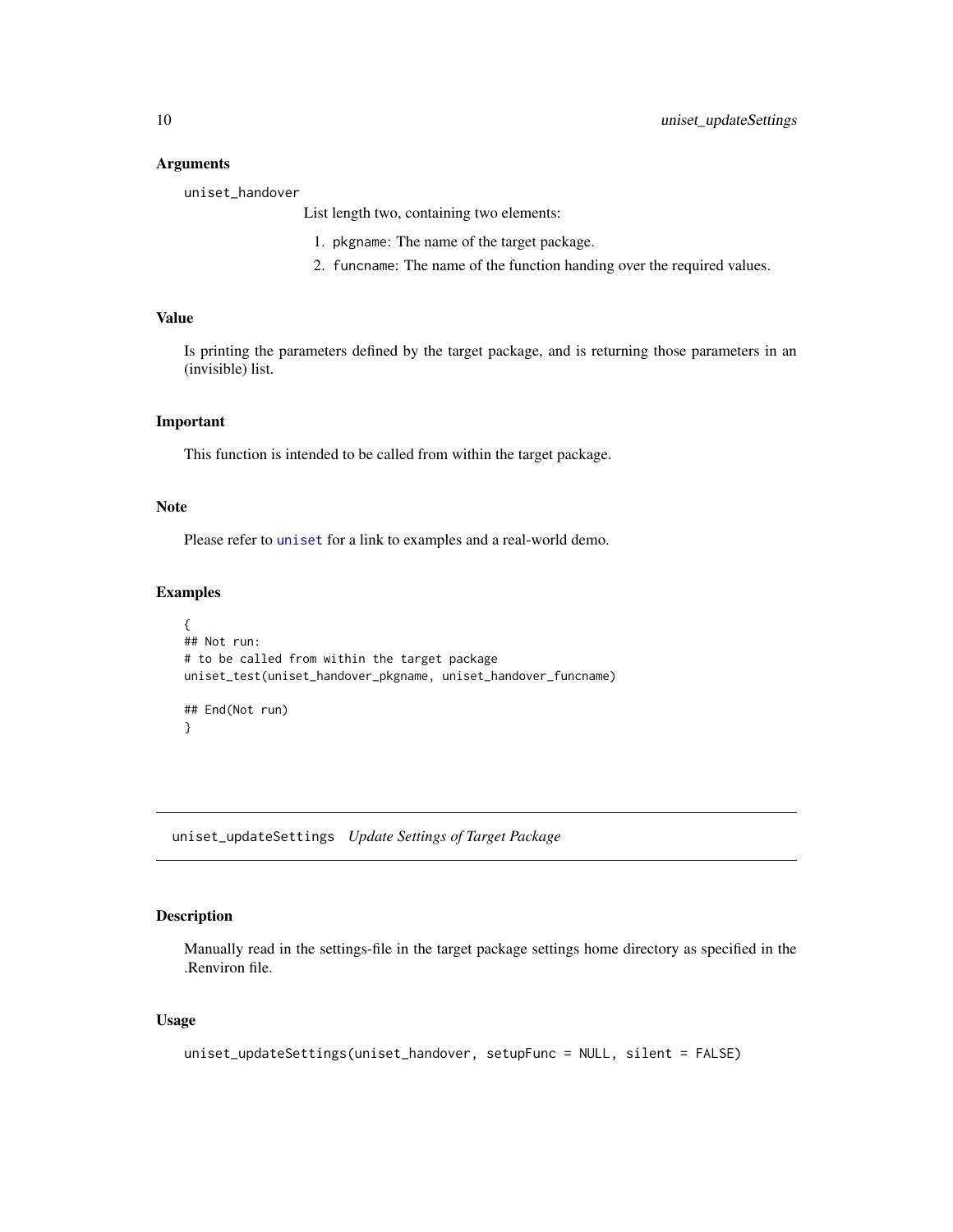### Arguments

`uniset_handover`

List length two, containing two elements:

1. `pkgname`: The name of the target package.
2. `funcname`: The name of the function handing over the required values.

### Value

Is printing the parameters defined by the target package, and is returning those parameters in an (invisible) list.

### Important

This function is intended to be called from within the target package.

### Note

Please refer to `uniset` for a link to examples and a real-world demo.

### Examples

```
{
## Not run:
# to be called from within the target package
uniset_test(uniset_handover_pkgname, uniset_handover_funcname)

## End(Not run)
}
```

---

## `uniset_updateSettings` *Update Settings of Target Package*

### Description

Manually read in the settings-file in the target package settings home directory as specified in the .Renviron file.

### Usage

```
uniset_updateSettings(uniset_handover, setupFunc = NULL, silent = FALSE)
```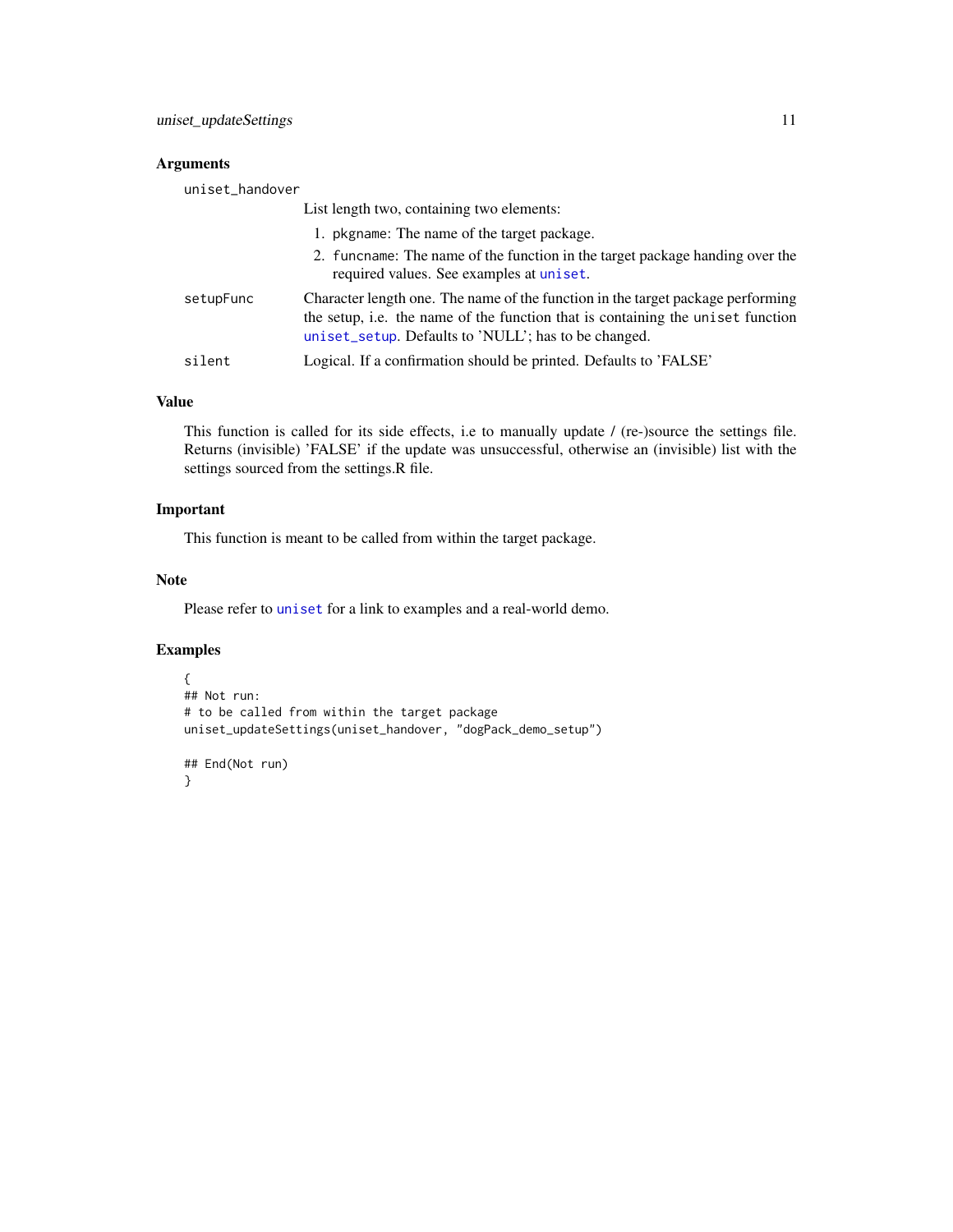### Arguments

`uniset_handover`
: List length two, containing two elements:
  1. `pkgname`: The name of the target package.
  2. `funcname`: The name of the function in the target package handing over the required values. See examples at `uniset`.

`setupFunc`
: Character length one. The name of the function in the target package performing the setup, i.e. the name of the function that is containing the `uniset` function `uniset_setup`. Defaults to 'NULL'; has to be changed.

`silent`
: Logical. If a confirmation should be printed. Defaults to 'FALSE'

### Value

This function is called for its side effects, i.e to manually update / (re-)source the settings file. Returns (invisible) 'FALSE' if the update was unsuccessful, otherwise an (invisible) list with the settings sourced from the settings.R file.

### Important

This function is meant to be called from within the target package.

### Note

Please refer to `uniset` for a link to examples and a real-world demo.

### Examples

```
{
## Not run:
# to be called from within the target package
uniset_updateSettings(uniset_handover, "dogPack_demo_setup")

## End(Not run)
}
```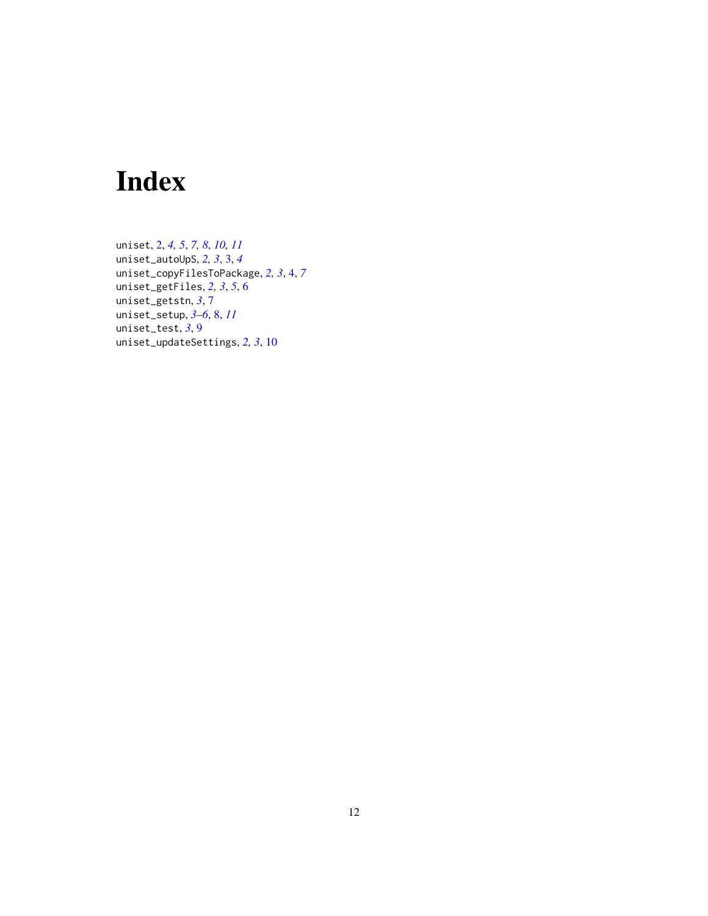# Index

uniset, 2, *4, 5*, *7, 8*, *10, 11*
uniset_autoUpS, *2, 3*, 3, *4*
uniset_copyFilesToPackage, *2, 3*, 4, *7*
uniset_getFiles, *2, 3*, *5*, 6
uniset_getstn, *3*, 7
uniset_setup, *3–6*, 8, *11*
uniset_test, *3*, 9
uniset_updateSettings, *2, 3*, 10